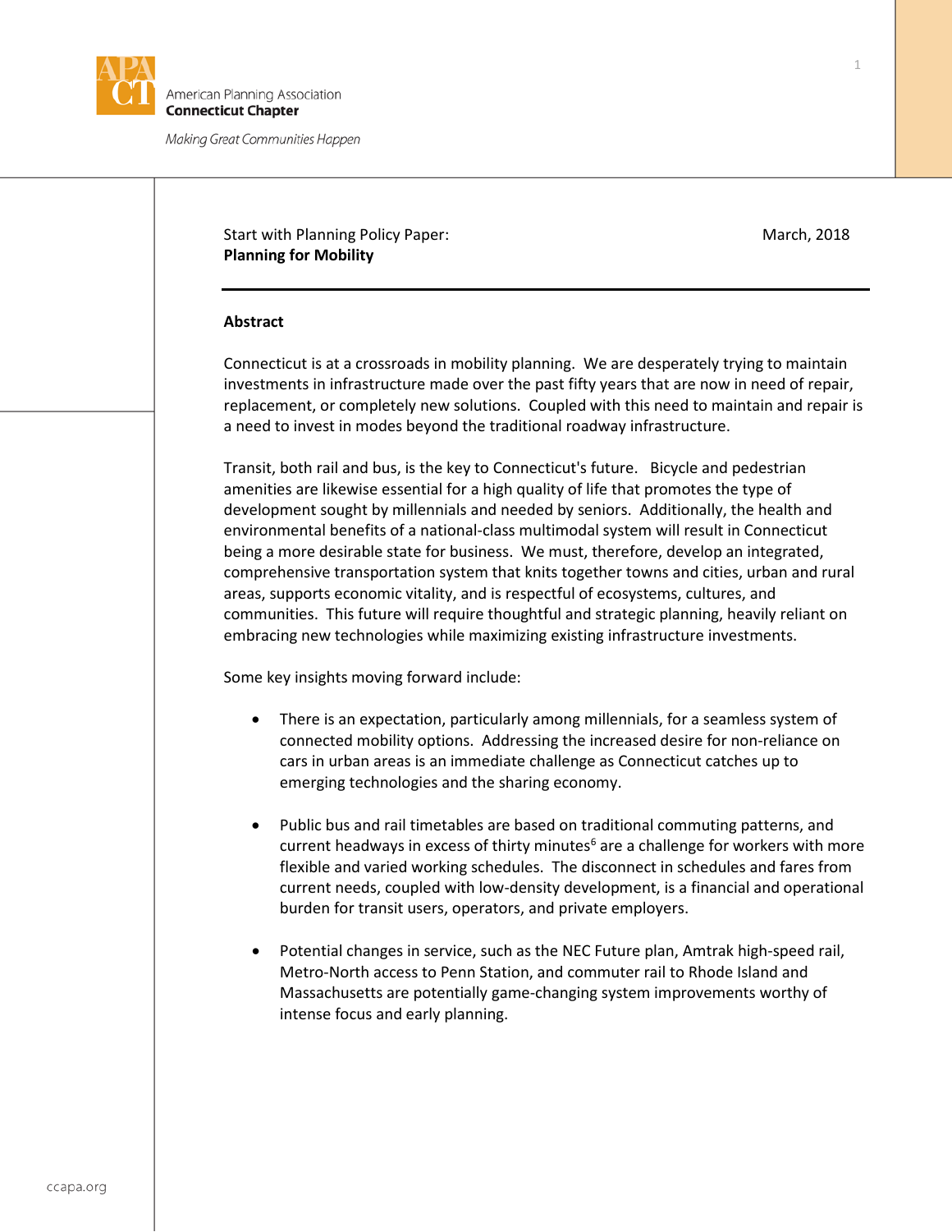American Planning Association
**Connecticut Chapter**

*Making Great Communities Happen*

Start with Planning Policy Paper:
**Planning for Mobility**

March, 2018

---

**Abstract**

Connecticut is at a crossroads in mobility planning. We are desperately trying to maintain investments in infrastructure made over the past fifty years that are now in need of repair, replacement, or completely new solutions. Coupled with this need to maintain and repair is a need to invest in modes beyond the traditional roadway infrastructure.

Transit, both rail and bus, is the key to Connecticut's future. Bicycle and pedestrian amenities are likewise essential for a high quality of life that promotes the type of development sought by millennials and needed by seniors. Additionally, the health and environmental benefits of a national-class multimodal system will result in Connecticut being a more desirable state for business. We must, therefore, develop an integrated, comprehensive transportation system that knits together towns and cities, urban and rural areas, supports economic vitality, and is respectful of ecosystems, cultures, and communities. This future will require thoughtful and strategic planning, heavily reliant on embracing new technologies while maximizing existing infrastructure investments.

Some key insights moving forward include:

- There is an expectation, particularly among millennials, for a seamless system of connected mobility options. Addressing the increased desire for non-reliance on cars in urban areas is an immediate challenge as Connecticut catches up to emerging technologies and the sharing economy.

- Public bus and rail timetables are based on traditional commuting patterns, and current headways in excess of thirty minutes[6] are a challenge for workers with more flexible and varied working schedules. The disconnect in schedules and fares from current needs, coupled with low-density development, is a financial and operational burden for transit users, operators, and private employers.

- Potential changes in service, such as the NEC Future plan, Amtrak high-speed rail, Metro-North access to Penn Station, and commuter rail to Rhode Island and Massachusetts are potentially game-changing system improvements worthy of intense focus and early planning.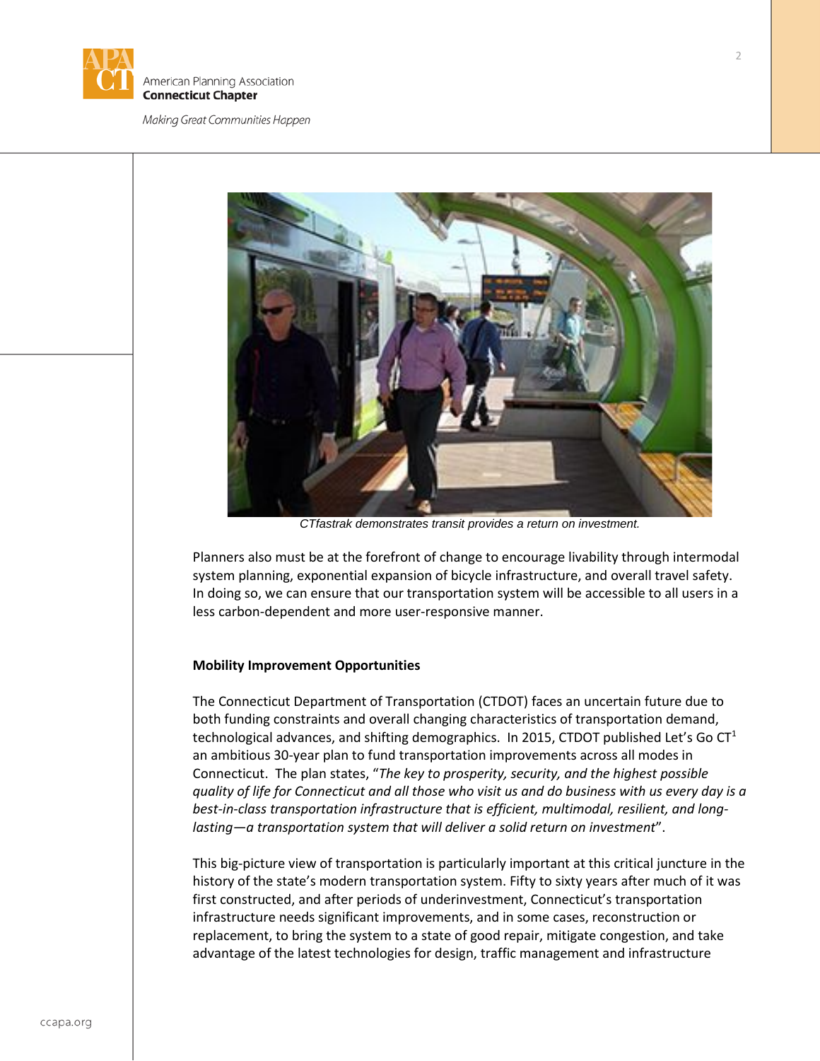CTfastrak demonstrates transit provides a return on investment.

Planners also must be at the forefront of change to encourage livability through intermodal system planning, exponential expansion of bicycle infrastructure, and overall travel safety. In doing so, we can ensure that our transportation system will be accessible to all users in a less carbon-dependent and more user-responsive manner.

**Mobility Improvement Opportunities**

The Connecticut Department of Transportation (CTDOT) faces an uncertain future due to both funding constraints and overall changing characteristics of transportation demand, technological advances, and shifting demographics. In 2015, CTDOT published Let's Go CT[1] an ambitious 30-year plan to fund transportation improvements across all modes in Connecticut. The plan states, "*The key to prosperity, security, and the highest possible quality of life for Connecticut and all those who visit us and do business with us every day is a best-in-class transportation infrastructure that is efficient, multimodal, resilient, and long-lasting—a transportation system that will deliver a solid return on investment*".

This big-picture view of transportation is particularly important at this critical juncture in the history of the state's modern transportation system. Fifty to sixty years after much of it was first constructed, and after periods of underinvestment, Connecticut's transportation infrastructure needs significant improvements, and in some cases, reconstruction or replacement, to bring the system to a state of good repair, mitigate congestion, and take advantage of the latest technologies for design, traffic management and infrastructure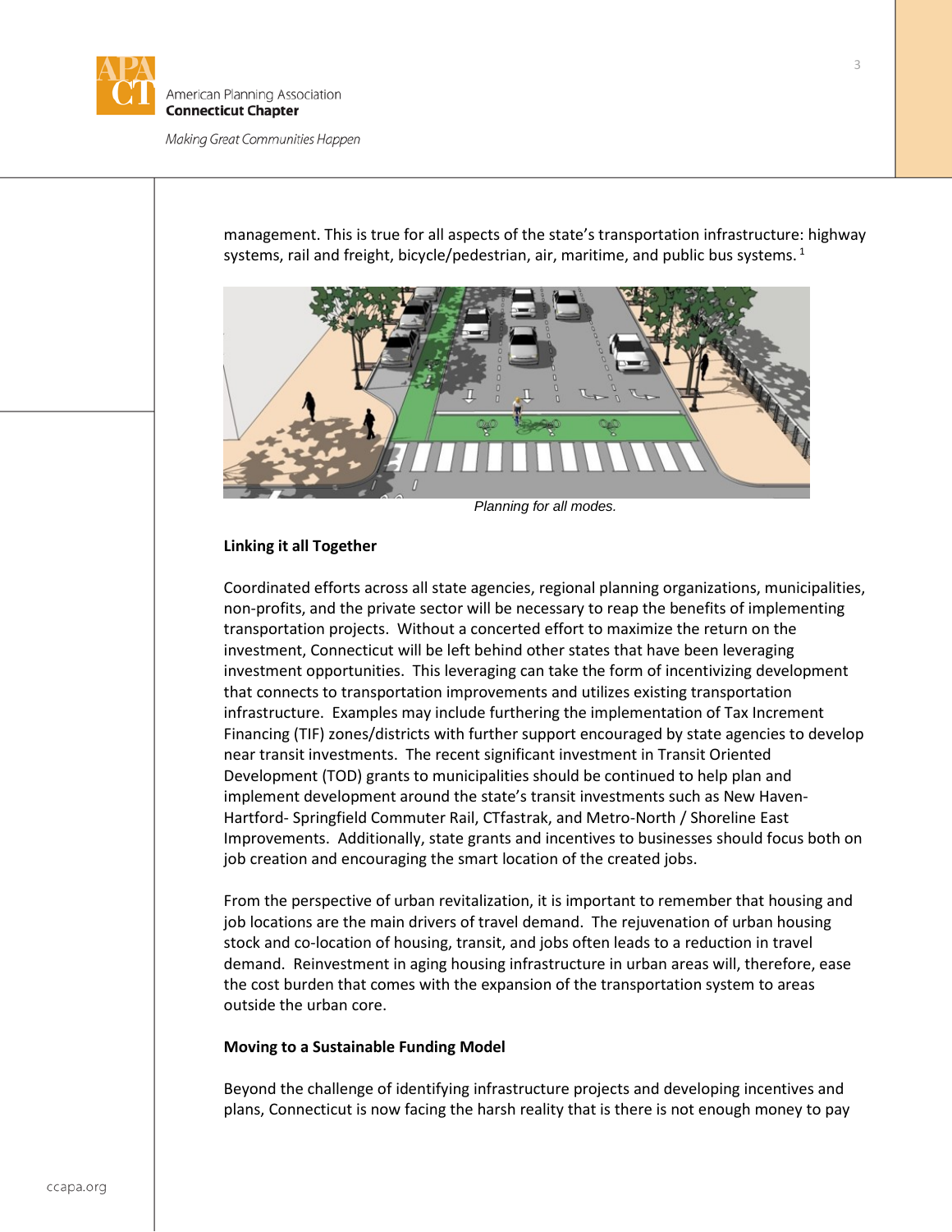management. This is true for all aspects of the state's transportation infrastructure: highway systems, rail and freight, bicycle/pedestrian, air, maritime, and public bus systems. [1]

*Planning for all modes.*

**Linking it all Together**

Coordinated efforts across all state agencies, regional planning organizations, municipalities, non-profits, and the private sector will be necessary to reap the benefits of implementing transportation projects. Without a concerted effort to maximize the return on the investment, Connecticut will be left behind other states that have been leveraging investment opportunities. This leveraging can take the form of incentivizing development that connects to transportation improvements and utilizes existing transportation infrastructure. Examples may include furthering the implementation of Tax Increment Financing (TIF) zones/districts with further support encouraged by state agencies to develop near transit investments. The recent significant investment in Transit Oriented Development (TOD) grants to municipalities should be continued to help plan and implement development around the state's transit investments such as New Haven-Hartford- Springfield Commuter Rail, CTfastrak, and Metro-North / Shoreline East Improvements. Additionally, state grants and incentives to businesses should focus both on job creation and encouraging the smart location of the created jobs.

From the perspective of urban revitalization, it is important to remember that housing and job locations are the main drivers of travel demand. The rejuvenation of urban housing stock and co-location of housing, transit, and jobs often leads to a reduction in travel demand. Reinvestment in aging housing infrastructure in urban areas will, therefore, ease the cost burden that comes with the expansion of the transportation system to areas outside the urban core.

**Moving to a Sustainable Funding Model**

Beyond the challenge of identifying infrastructure projects and developing incentives and plans, Connecticut is now facing the harsh reality that is there is not enough money to pay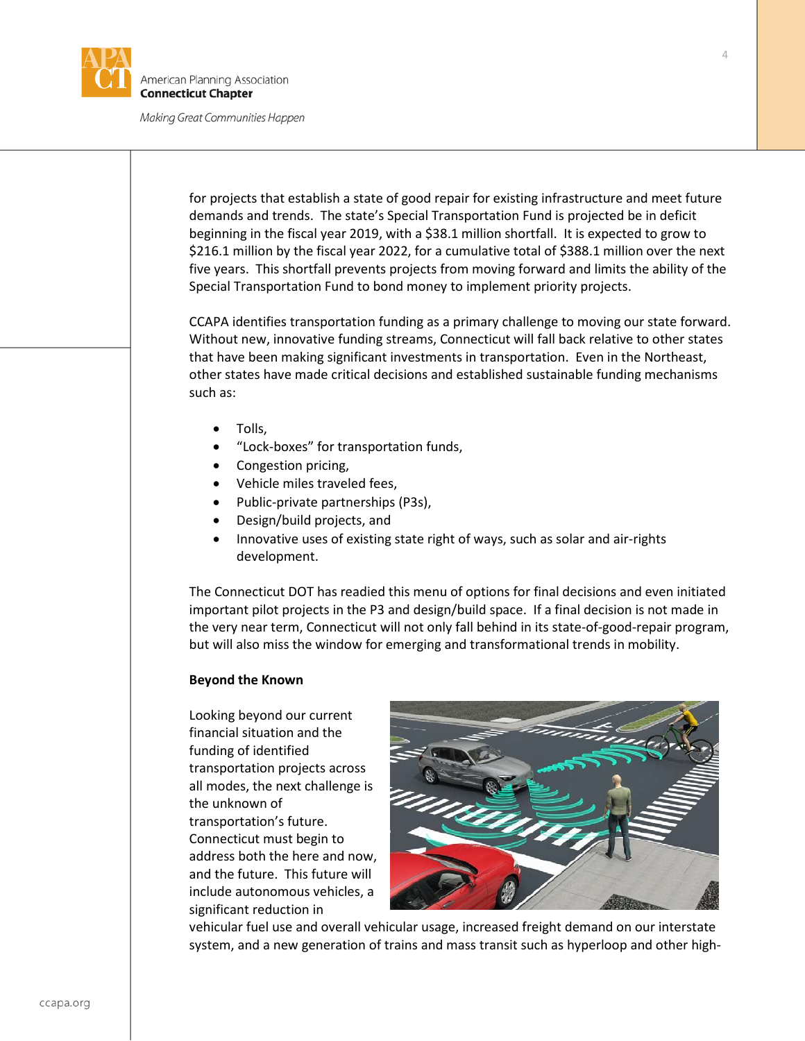for projects that establish a state of good repair for existing infrastructure and meet future demands and trends. The state's Special Transportation Fund is projected be in deficit beginning in the fiscal year 2019, with a $38.1 million shortfall. It is expected to grow to $216.1 million by the fiscal year 2022, for a cumulative total of $388.1 million over the next five years. This shortfall prevents projects from moving forward and limits the ability of the Special Transportation Fund to bond money to implement priority projects.

CCAPA identifies transportation funding as a primary challenge to moving our state forward. Without new, innovative funding streams, Connecticut will fall back relative to other states that have been making significant investments in transportation. Even in the Northeast, other states have made critical decisions and established sustainable funding mechanisms such as:

- Tolls,
- "Lock-boxes" for transportation funds,
- Congestion pricing,
- Vehicle miles traveled fees,
- Public-private partnerships (P3s),
- Design/build projects, and
- Innovative uses of existing state right of ways, such as solar and air-rights development.

The Connecticut DOT has readied this menu of options for final decisions and even initiated important pilot projects in the P3 and design/build space. If a final decision is not made in the very near term, Connecticut will not only fall behind in its state-of-good-repair program, but will also miss the window for emerging and transformational trends in mobility.

**Beyond the Known**

Looking beyond our current financial situation and the funding of identified transportation projects across all modes, the next challenge is the unknown of transportation's future. Connecticut must begin to address both the here and now, and the future. This future will include autonomous vehicles, a significant reduction in vehicular fuel use and overall vehicular usage, increased freight demand on our interstate system, and a new generation of trains and mass transit such as hyperloop and other high-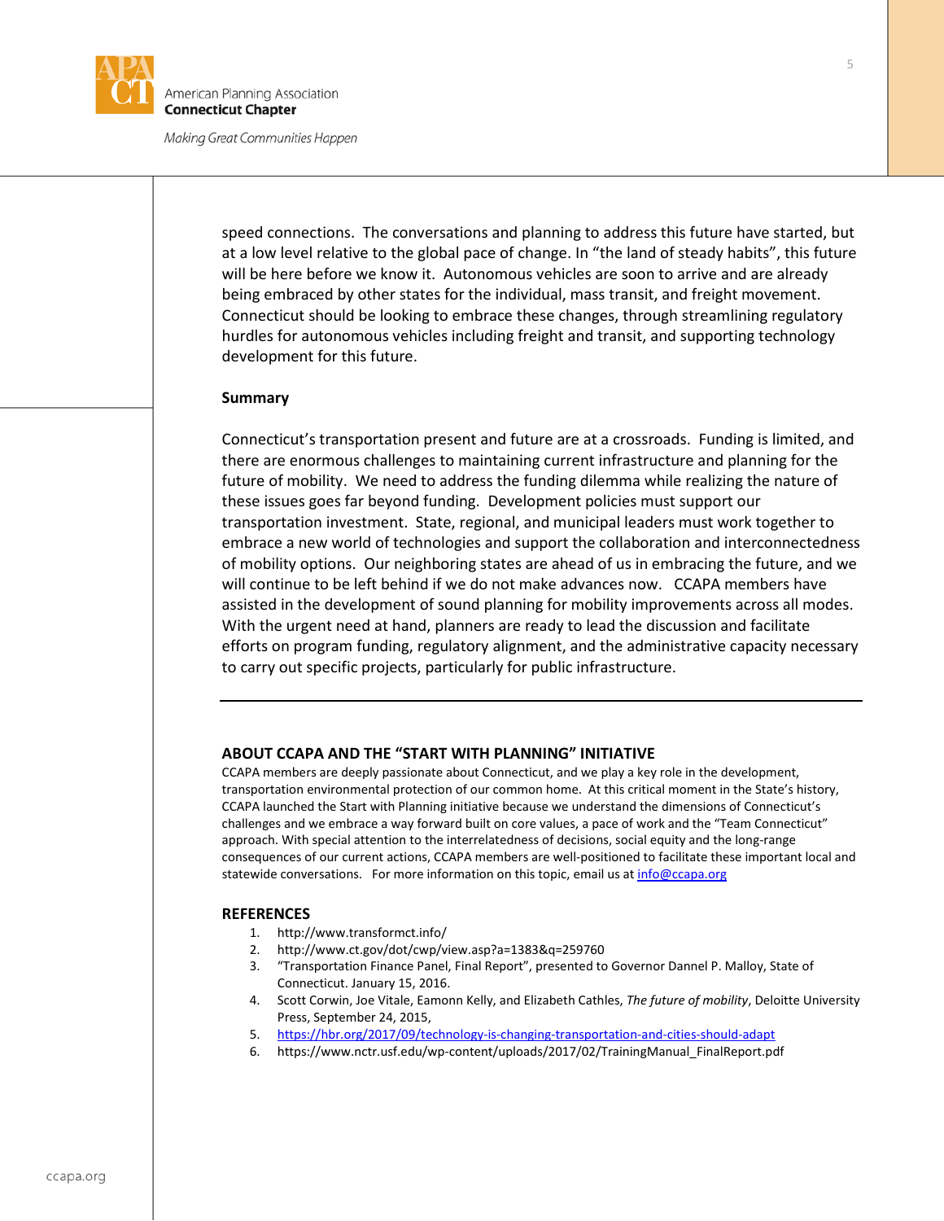speed connections. The conversations and planning to address this future have started, but at a low level relative to the global pace of change. In "the land of steady habits", this future will be here before we know it. Autonomous vehicles are soon to arrive and are already being embraced by other states for the individual, mass transit, and freight movement. Connecticut should be looking to embrace these changes, through streamlining regulatory hurdles for autonomous vehicles including freight and transit, and supporting technology development for this future.

**Summary**

Connecticut's transportation present and future are at a crossroads. Funding is limited, and there are enormous challenges to maintaining current infrastructure and planning for the future of mobility. We need to address the funding dilemma while realizing the nature of these issues goes far beyond funding. Development policies must support our transportation investment. State, regional, and municipal leaders must work together to embrace a new world of technologies and support the collaboration and interconnectedness of mobility options. Our neighboring states are ahead of us in embracing the future, and we will continue to be left behind if we do not make advances now. CCAPA members have assisted in the development of sound planning for mobility improvements across all modes. With the urgent need at hand, planners are ready to lead the discussion and facilitate efforts on program funding, regulatory alignment, and the administrative capacity necessary to carry out specific projects, particularly for public infrastructure.

---

## ABOUT CCAPA AND THE "START WITH PLANNING" INITIATIVE

CCAPA members are deeply passionate about Connecticut, and we play a key role in the development, transportation environmental protection of our common home. At this critical moment in the State's history, CCAPA launched the Start with Planning initiative because we understand the dimensions of Connecticut's challenges and we embrace a way forward built on core values, a pace of work and the "Team Connecticut" approach. With special attention to the interrelatedness of decisions, social equity and the long-range consequences of our current actions, CCAPA members are well-positioned to facilitate these important local and statewide conversations. For more information on this topic, email us at info@ccapa.org

## REFERENCES

1. http://www.transformct.info/
2. http://www.ct.gov/dot/cwp/view.asp?a=1383&q=259760
3. "Transportation Finance Panel, Final Report", presented to Governor Dannel P. Malloy, State of Connecticut. January 15, 2016.
4. Scott Corwin, Joe Vitale, Eamonn Kelly, and Elizabeth Cathles, *The future of mobility*, Deloitte University Press, September 24, 2015,
5. https://hbr.org/2017/09/technology-is-changing-transportation-and-cities-should-adapt
6. https://www.nctr.usf.edu/wp-content/uploads/2017/02/TrainingManual_FinalReport.pdf